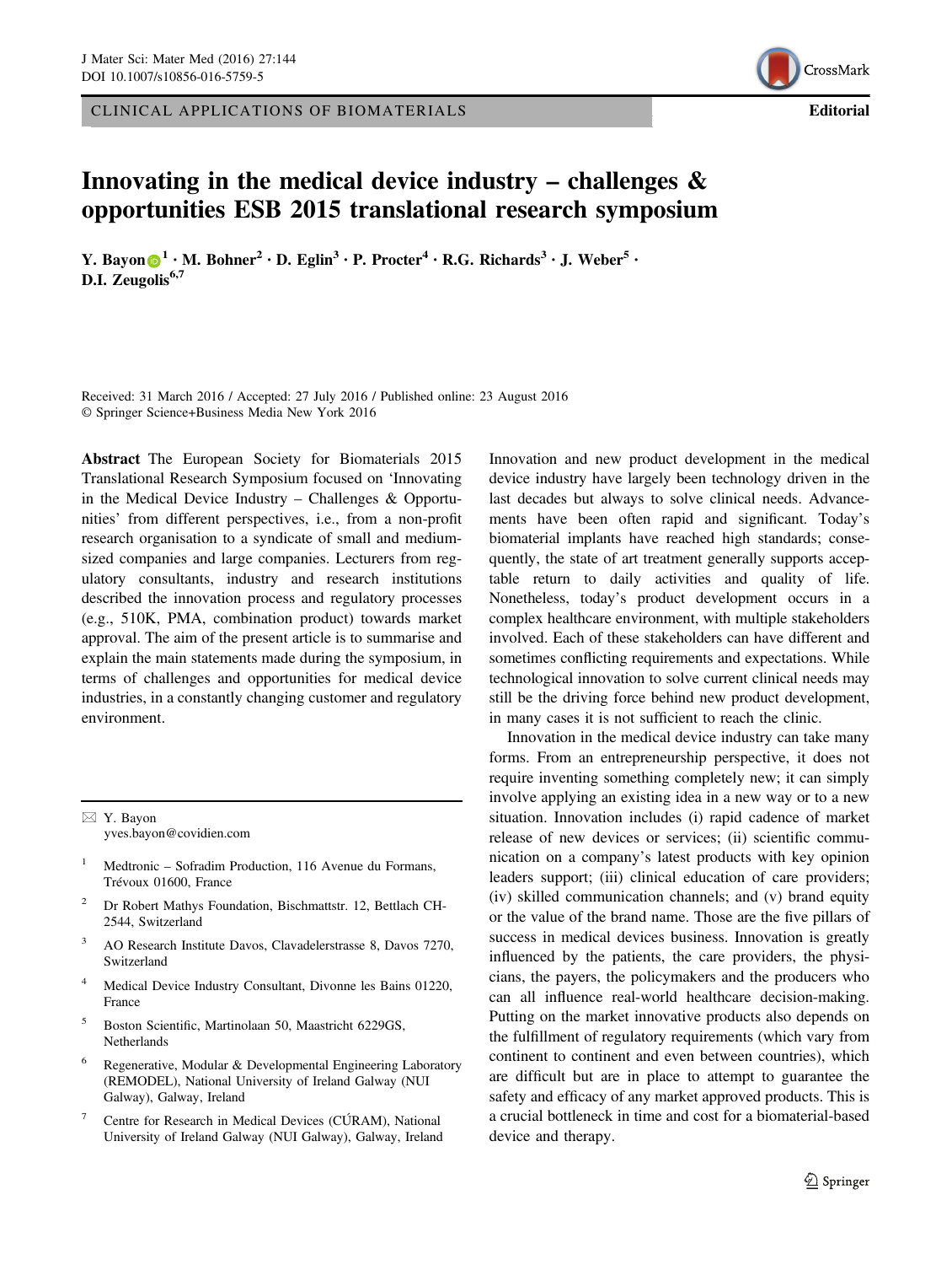CLINICAL APPLICATIONS OF BIOMATERIALS

Editorial

# Innovating in the medical device industry – challenges & opportunities ESB 2015 translational research symposium

Y. Bayon[1] · M. Bohner[2] · D. Eglin[3] · P. Procter[4] · R.G. Richards[3] · J. Weber[5] · D.I. Zeugolis[6,7]

Received: 31 March 2016 / Accepted: 27 July 2016 / Published online: 23 August 2016
© Springer Science+Business Media New York 2016

**Abstract** The European Society for Biomaterials 2015 Translational Research Symposium focused on 'Innovating in the Medical Device Industry – Challenges & Opportunities' from different perspectives, i.e., from a non-profit research organisation to a syndicate of small and medium-sized companies and large companies. Lecturers from regulatory consultants, industry and research institutions described the innovation process and regulatory processes (e.g., 510K, PMA, combination product) towards market approval. The aim of the present article is to summarise and explain the main statements made during the symposium, in terms of challenges and opportunities for medical device industries, in a constantly changing customer and regulatory environment.

✉ Y. Bayon
yves.bayon@covidien.com

[1] Medtronic – Sofradim Production, 116 Avenue du Formans, Trévoux 01600, France

[2] Dr Robert Mathys Foundation, Bischmattstr. 12, Bettlach CH-2544, Switzerland

[3] AO Research Institute Davos, Clavadelerstrasse 8, Davos 7270, Switzerland

[4] Medical Device Industry Consultant, Divonne les Bains 01220, France

[5] Boston Scientific, Martinolaan 50, Maastricht 6229GS, Netherlands

[6] Regenerative, Modular & Developmental Engineering Laboratory (REMODEL), National University of Ireland Galway (NUI Galway), Galway, Ireland

[7] Centre for Research in Medical Devices (CÚRAM), National University of Ireland Galway (NUI Galway), Galway, Ireland

Innovation and new product development in the medical device industry have largely been technology driven in the last decades but always to solve clinical needs. Advancements have been often rapid and significant. Today's biomaterial implants have reached high standards; consequently, the state of art treatment generally supports acceptable return to daily activities and quality of life. Nonetheless, today's product development occurs in a complex healthcare environment, with multiple stakeholders involved. Each of these stakeholders can have different and sometimes conflicting requirements and expectations. While technological innovation to solve current clinical needs may still be the driving force behind new product development, in many cases it is not sufficient to reach the clinic.

Innovation in the medical device industry can take many forms. From an entrepreneurship perspective, it does not require inventing something completely new; it can simply involve applying an existing idea in a new way or to a new situation. Innovation includes (i) rapid cadence of market release of new devices or services; (ii) scientific communication on a company's latest products with key opinion leaders support; (iii) clinical education of care providers; (iv) skilled communication channels; and (v) brand equity or the value of the brand name. Those are the five pillars of success in medical devices business. Innovation is greatly influenced by the patients, the care providers, the physicians, the payers, the policymakers and the producers who can all influence real-world healthcare decision-making. Putting on the market innovative products also depends on the fulfillment of regulatory requirements (which vary from continent to continent and even between countries), which are difficult but are in place to attempt to guarantee the safety and efficacy of any market approved products. This is a crucial bottleneck in time and cost for a biomaterial-based device and therapy.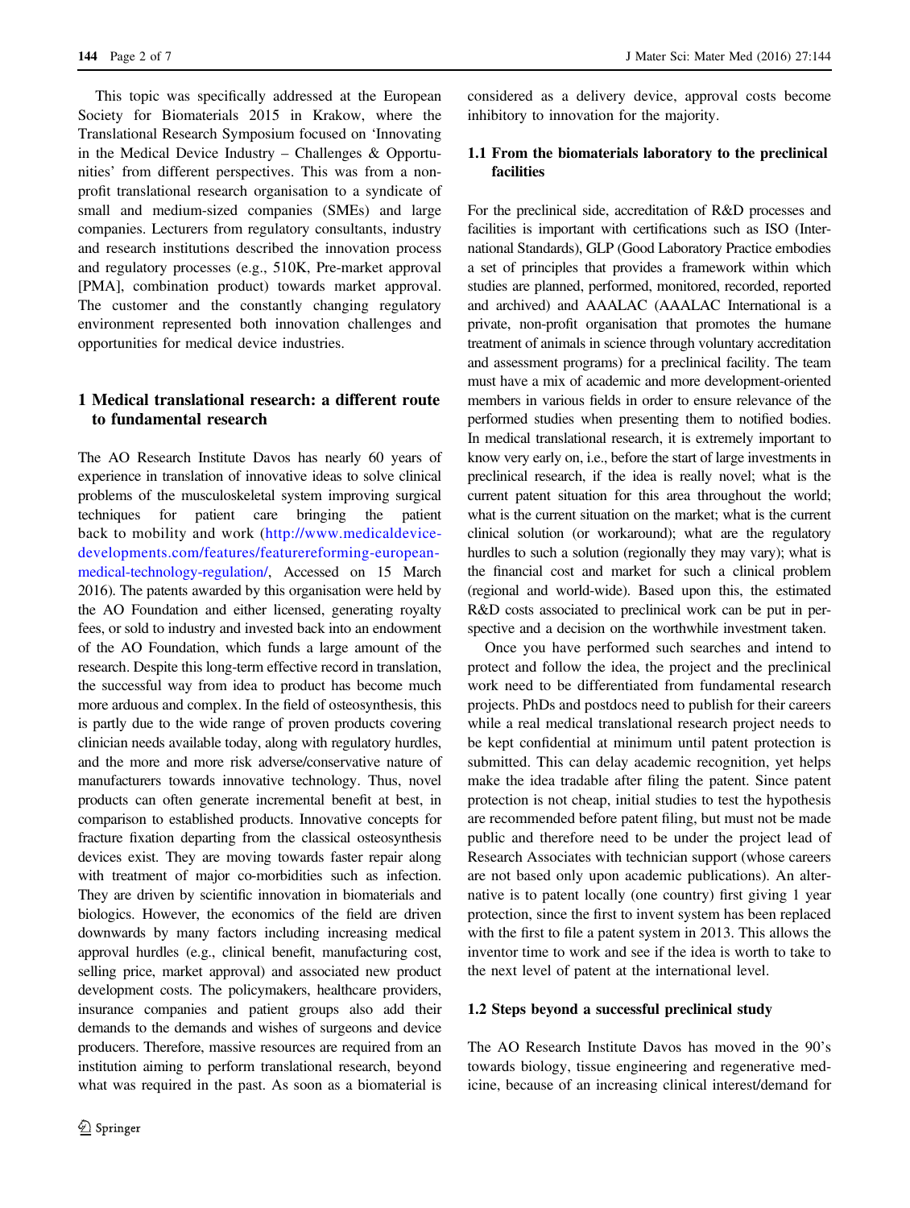This topic was specifically addressed at the European Society for Biomaterials 2015 in Krakow, where the Translational Research Symposium focused on 'Innovating in the Medical Device Industry – Challenges & Opportunities' from different perspectives. This was from a non-profit translational research organisation to a syndicate of small and medium-sized companies (SMEs) and large companies. Lecturers from regulatory consultants, industry and research institutions described the innovation process and regulatory processes (e.g., 510K, Pre-market approval [PMA], combination product) towards market approval. The customer and the constantly changing regulatory environment represented both innovation challenges and opportunities for medical device industries.

## 1 Medical translational research: a different route to fundamental research

The AO Research Institute Davos has nearly 60 years of experience in translation of innovative ideas to solve clinical problems of the musculoskeletal system improving surgical techniques for patient care bringing the patient back to mobility and work (http://www.medicaldevice-developments.com/features/featurereforming-european-medical-technology-regulation/, Accessed on 15 March 2016). The patents awarded by this organisation were held by the AO Foundation and either licensed, generating royalty fees, or sold to industry and invested back into an endowment of the AO Foundation, which funds a large amount of the research. Despite this long-term effective record in translation, the successful way from idea to product has become much more arduous and complex. In the field of osteosynthesis, this is partly due to the wide range of proven products covering clinician needs available today, along with regulatory hurdles, and the more and more risk adverse/conservative nature of manufacturers towards innovative technology. Thus, novel products can often generate incremental benefit at best, in comparison to established products. Innovative concepts for fracture fixation departing from the classical osteosynthesis devices exist. They are moving towards faster repair along with treatment of major co-morbidities such as infection. They are driven by scientific innovation in biomaterials and biologics. However, the economics of the field are driven downwards by many factors including increasing medical approval hurdles (e.g., clinical benefit, manufacturing cost, selling price, market approval) and associated new product development costs. The policymakers, healthcare providers, insurance companies and patient groups also add their demands to the demands and wishes of surgeons and device producers. Therefore, massive resources are required from an institution aiming to perform translational research, beyond what was required in the past. As soon as a biomaterial is considered as a delivery device, approval costs become inhibitory to innovation for the majority.

### 1.1 From the biomaterials laboratory to the preclinical facilities

For the preclinical side, accreditation of R&D processes and facilities is important with certifications such as ISO (International Standards), GLP (Good Laboratory Practice embodies a set of principles that provides a framework within which studies are planned, performed, monitored, recorded, reported and archived) and AAALAC (AAALAC International is a private, non-profit organisation that promotes the humane treatment of animals in science through voluntary accreditation and assessment programs) for a preclinical facility. The team must have a mix of academic and more development-oriented members in various fields in order to ensure relevance of the performed studies when presenting them to notified bodies. In medical translational research, it is extremely important to know very early on, i.e., before the start of large investments in preclinical research, if the idea is really novel; what is the current patent situation for this area throughout the world; what is the current situation on the market; what is the current clinical solution (or workaround); what are the regulatory hurdles to such a solution (regionally they may vary); what is the financial cost and market for such a clinical problem (regional and world-wide). Based upon this, the estimated R&D costs associated to preclinical work can be put in perspective and a decision on the worthwhile investment taken.

Once you have performed such searches and intend to protect and follow the idea, the project and the preclinical work need to be differentiated from fundamental research projects. PhDs and postdocs need to publish for their careers while a real medical translational research project needs to be kept confidential at minimum until patent protection is submitted. This can delay academic recognition, yet helps make the idea tradable after filing the patent. Since patent protection is not cheap, initial studies to test the hypothesis are recommended before patent filing, but must not be made public and therefore need to be under the project lead of Research Associates with technician support (whose careers are not based only upon academic publications). An alternative is to patent locally (one country) first giving 1 year protection, since the first to invent system has been replaced with the first to file a patent system in 2013. This allows the inventor time to work and see if the idea is worth to take to the next level of patent at the international level.

### 1.2 Steps beyond a successful preclinical study

The AO Research Institute Davos has moved in the 90's towards biology, tissue engineering and regenerative medicine, because of an increasing clinical interest/demand for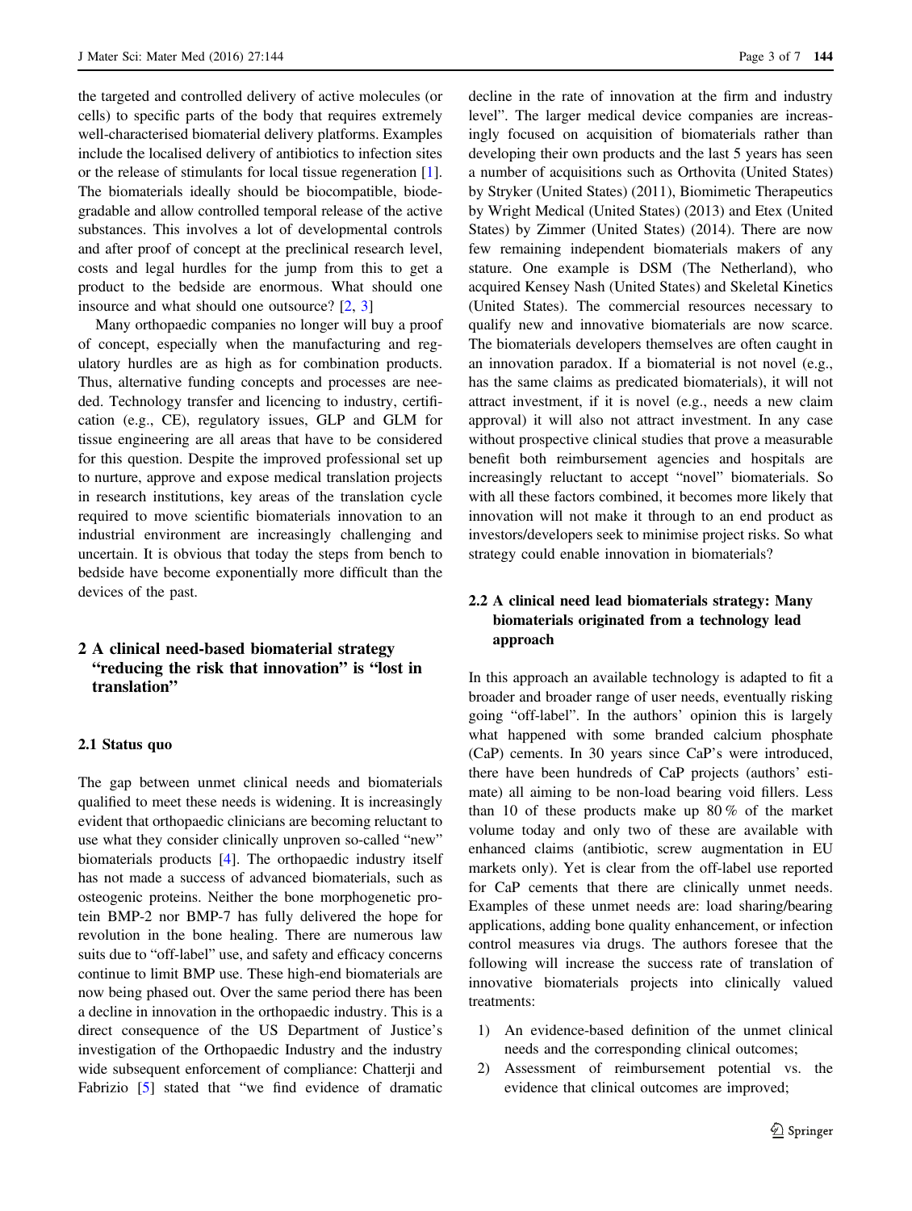the targeted and controlled delivery of active molecules (or cells) to specific parts of the body that requires extremely well-characterised biomaterial delivery platforms. Examples include the localised delivery of antibiotics to infection sites or the release of stimulants for local tissue regeneration [1]. The biomaterials ideally should be biocompatible, biodegradable and allow controlled temporal release of the active substances. This involves a lot of developmental controls and after proof of concept at the preclinical research level, costs and legal hurdles for the jump from this to get a product to the bedside are enormous. What should one insource and what should one outsource? [2, 3]

Many orthopaedic companies no longer will buy a proof of concept, especially when the manufacturing and regulatory hurdles are as high as for combination products. Thus, alternative funding concepts and processes are needed. Technology transfer and licencing to industry, certification (e.g., CE), regulatory issues, GLP and GLM for tissue engineering are all areas that have to be considered for this question. Despite the improved professional set up to nurture, approve and expose medical translation projects in research institutions, key areas of the translation cycle required to move scientific biomaterials innovation to an industrial environment are increasingly challenging and uncertain. It is obvious that today the steps from bench to bedside have become exponentially more difficult than the devices of the past.

## 2 A clinical need-based biomaterial strategy "reducing the risk that innovation" is "lost in translation"

### 2.1 Status quo

The gap between unmet clinical needs and biomaterials qualified to meet these needs is widening. It is increasingly evident that orthopaedic clinicians are becoming reluctant to use what they consider clinically unproven so-called "new" biomaterials products [4]. The orthopaedic industry itself has not made a success of advanced biomaterials, such as osteogenic proteins. Neither the bone morphogenetic protein BMP-2 nor BMP-7 has fully delivered the hope for revolution in the bone healing. There are numerous law suits due to "off-label" use, and safety and efficacy concerns continue to limit BMP use. These high-end biomaterials are now being phased out. Over the same period there has been a decline in innovation in the orthopaedic industry. This is a direct consequence of the US Department of Justice's investigation of the Orthopaedic Industry and the industry wide subsequent enforcement of compliance: Chatterji and Fabrizio [5] stated that "we find evidence of dramatic decline in the rate of innovation at the firm and industry level". The larger medical device companies are increasingly focused on acquisition of biomaterials rather than developing their own products and the last 5 years has seen a number of acquisitions such as Orthovita (United States) by Stryker (United States) (2011), Biomimetic Therapeutics by Wright Medical (United States) (2013) and Etex (United States) by Zimmer (United States) (2014). There are now few remaining independent biomaterials makers of any stature. One example is DSM (The Netherland), who acquired Kensey Nash (United States) and Skeletal Kinetics (United States). The commercial resources necessary to qualify new and innovative biomaterials are now scarce. The biomaterials developers themselves are often caught in an innovation paradox. If a biomaterial is not novel (e.g., has the same claims as predicated biomaterials), it will not attract investment, if it is novel (e.g., needs a new claim approval) it will also not attract investment. In any case without prospective clinical studies that prove a measurable benefit both reimbursement agencies and hospitals are increasingly reluctant to accept "novel" biomaterials. So with all these factors combined, it becomes more likely that innovation will not make it through to an end product as investors/developers seek to minimise project risks. So what strategy could enable innovation in biomaterials?

### 2.2 A clinical need lead biomaterials strategy: Many biomaterials originated from a technology lead approach

In this approach an available technology is adapted to fit a broader and broader range of user needs, eventually risking going "off-label". In the authors' opinion this is largely what happened with some branded calcium phosphate (CaP) cements. In 30 years since CaP's were introduced, there have been hundreds of CaP projects (authors' estimate) all aiming to be non-load bearing void fillers. Less than 10 of these products make up 80 % of the market volume today and only two of these are available with enhanced claims (antibiotic, screw augmentation in EU markets only). Yet is clear from the off-label use reported for CaP cements that there are clinically unmet needs. Examples of these unmet needs are: load sharing/bearing applications, adding bone quality enhancement, or infection control measures via drugs. The authors foresee that the following will increase the success rate of translation of innovative biomaterials projects into clinically valued treatments:

1) An evidence-based definition of the unmet clinical needs and the corresponding clinical outcomes;
2) Assessment of reimbursement potential vs. the evidence that clinical outcomes are improved;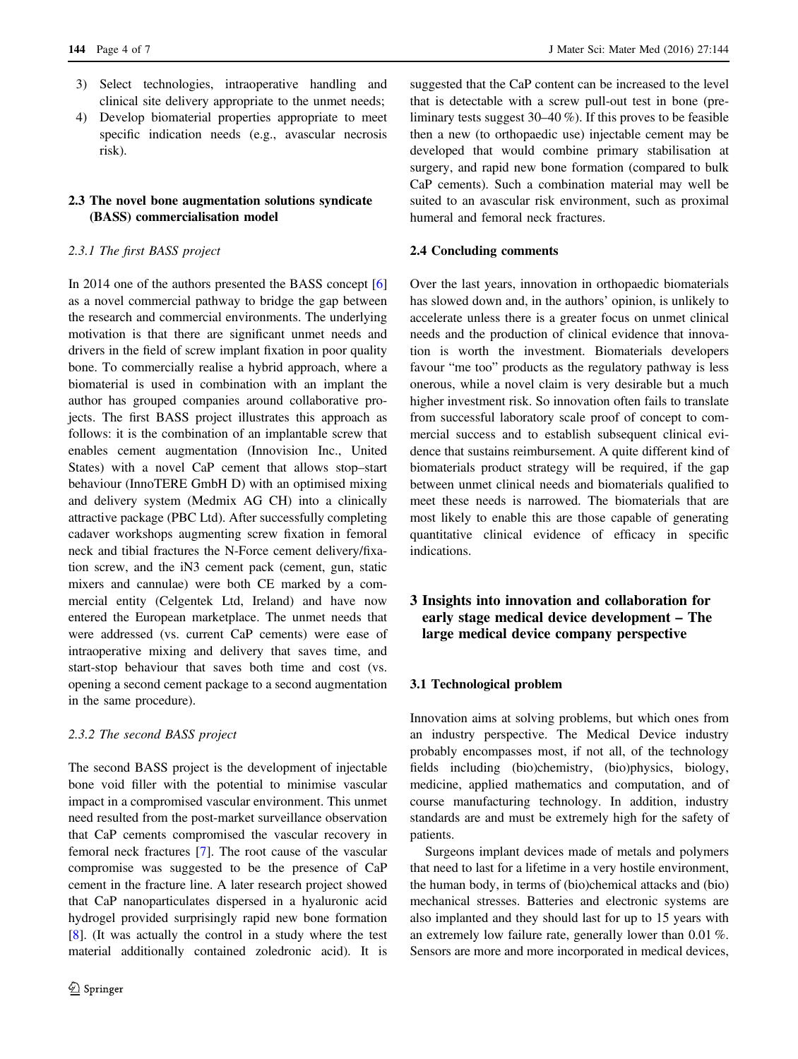3) Select technologies, intraoperative handling and clinical site delivery appropriate to the unmet needs;
4) Develop biomaterial properties appropriate to meet specific indication needs (e.g., avascular necrosis risk).

### 2.3 The novel bone augmentation solutions syndicate (BASS) commercialisation model

#### *2.3.1 The first BASS project*

In 2014 one of the authors presented the BASS concept [6] as a novel commercial pathway to bridge the gap between the research and commercial environments. The underlying motivation is that there are significant unmet needs and drivers in the field of screw implant fixation in poor quality bone. To commercially realise a hybrid approach, where a biomaterial is used in combination with an implant the author has grouped companies around collaborative projects. The first BASS project illustrates this approach as follows: it is the combination of an implantable screw that enables cement augmentation (Innovision Inc., United States) with a novel CaP cement that allows stop–start behaviour (InnoTERE GmbH D) with an optimised mixing and delivery system (Medmix AG CH) into a clinically attractive package (PBC Ltd). After successfully completing cadaver workshops augmenting screw fixation in femoral neck and tibial fractures the N-Force cement delivery/fixation screw, and the iN3 cement pack (cement, gun, static mixers and cannulae) were both CE marked by a commercial entity (Celgentek Ltd, Ireland) and have now entered the European marketplace. The unmet needs that were addressed (vs. current CaP cements) were ease of intraoperative mixing and delivery that saves time, and start-stop behaviour that saves both time and cost (vs. opening a second cement package to a second augmentation in the same procedure).

#### *2.3.2 The second BASS project*

The second BASS project is the development of injectable bone void filler with the potential to minimise vascular impact in a compromised vascular environment. This unmet need resulted from the post-market surveillance observation that CaP cements compromised the vascular recovery in femoral neck fractures [7]. The root cause of the vascular compromise was suggested to be the presence of CaP cement in the fracture line. A later research project showed that CaP nanoparticulates dispersed in a hyaluronic acid hydrogel provided surprisingly rapid new bone formation [8]. (It was actually the control in a study where the test material additionally contained zoledronic acid). It is suggested that the CaP content can be increased to the level that is detectable with a screw pull-out test in bone (preliminary tests suggest 30–40 %). If this proves to be feasible then a new (to orthopaedic use) injectable cement may be developed that would combine primary stabilisation at surgery, and rapid new bone formation (compared to bulk CaP cements). Such a combination material may well be suited to an avascular risk environment, such as proximal humeral and femoral neck fractures.

### 2.4 Concluding comments

Over the last years, innovation in orthopaedic biomaterials has slowed down and, in the authors' opinion, is unlikely to accelerate unless there is a greater focus on unmet clinical needs and the production of clinical evidence that innovation is worth the investment. Biomaterials developers favour "me too" products as the regulatory pathway is less onerous, while a novel claim is very desirable but a much higher investment risk. So innovation often fails to translate from successful laboratory scale proof of concept to commercial success and to establish subsequent clinical evidence that sustains reimbursement. A quite different kind of biomaterials product strategy will be required, if the gap between unmet clinical needs and biomaterials qualified to meet these needs is narrowed. The biomaterials that are most likely to enable this are those capable of generating quantitative clinical evidence of efficacy in specific indications.

## 3 Insights into innovation and collaboration for early stage medical device development – The large medical device company perspective

### 3.1 Technological problem

Innovation aims at solving problems, but which ones from an industry perspective. The Medical Device industry probably encompasses most, if not all, of the technology fields including (bio)chemistry, (bio)physics, biology, medicine, applied mathematics and computation, and of course manufacturing technology. In addition, industry standards are and must be extremely high for the safety of patients.

Surgeons implant devices made of metals and polymers that need to last for a lifetime in a very hostile environment, the human body, in terms of (bio)chemical attacks and (bio) mechanical stresses. Batteries and electronic systems are also implanted and they should last for up to 15 years with an extremely low failure rate, generally lower than 0.01 %. Sensors are more and more incorporated in medical devices,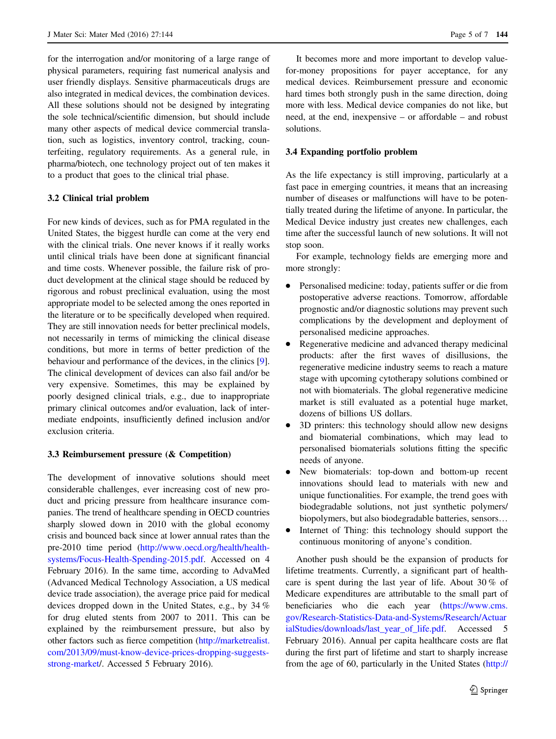for the interrogation and/or monitoring of a large range of physical parameters, requiring fast numerical analysis and user friendly displays. Sensitive pharmaceuticals drugs are also integrated in medical devices, the combination devices. All these solutions should not be designed by integrating the sole technical/scientific dimension, but should include many other aspects of medical device commercial translation, such as logistics, inventory control, tracking, counterfeiting, regulatory requirements. As a general rule, in pharma/biotech, one technology project out of ten makes it to a product that goes to the clinical trial phase.

### 3.2 Clinical trial problem

For new kinds of devices, such as for PMA regulated in the United States, the biggest hurdle can come at the very end with the clinical trials. One never knows if it really works until clinical trials have been done at significant financial and time costs. Whenever possible, the failure risk of product development at the clinical stage should be reduced by rigorous and robust preclinical evaluation, using the most appropriate model to be selected among the ones reported in the literature or to be specifically developed when required. They are still innovation needs for better preclinical models, not necessarily in terms of mimicking the clinical disease conditions, but more in terms of better prediction of the behaviour and performance of the devices, in the clinics [9]. The clinical development of devices can also fail and/or be very expensive. Sometimes, this may be explained by poorly designed clinical trials, e.g., due to inappropriate primary clinical outcomes and/or evaluation, lack of intermediate endpoints, insufficiently defined inclusion and/or exclusion criteria.

### 3.3 Reimbursement pressure (& Competition)

The development of innovative solutions should meet considerable challenges, ever increasing cost of new product and pricing pressure from healthcare insurance companies. The trend of healthcare spending in OECD countries sharply slowed down in 2010 with the global economy crisis and bounced back since at lower annual rates than the pre-2010 time period (http://www.oecd.org/health/health-systems/Focus-Health-Spending-2015.pdf. Accessed on 4 February 2016). In the same time, according to AdvaMed (Advanced Medical Technology Association, a US medical device trade association), the average price paid for medical devices dropped down in the United States, e.g., by 34 % for drug eluted stents from 2007 to 2011. This can be explained by the reimbursement pressure, but also by other factors such as fierce competition (http://marketrealist.com/2013/09/must-know-device-prices-dropping-suggests-strong-market/. Accessed 5 February 2016).

It becomes more and more important to develop value-for-money propositions for payer acceptance, for any medical devices. Reimbursement pressure and economic hard times both strongly push in the same direction, doing more with less. Medical device companies do not like, but need, at the end, inexpensive – or affordable – and robust solutions.

### 3.4 Expanding portfolio problem

As the life expectancy is still improving, particularly at a fast pace in emerging countries, it means that an increasing number of diseases or malfunctions will have to be potentially treated during the lifetime of anyone. In particular, the Medical Device industry just creates new challenges, each time after the successful launch of new solutions. It will not stop soon.

For example, technology fields are emerging more and more strongly:

- Personalised medicine: today, patients suffer or die from postoperative adverse reactions. Tomorrow, affordable prognostic and/or diagnostic solutions may prevent such complications by the development and deployment of personalised medicine approaches.
- Regenerative medicine and advanced therapy medicinal products: after the first waves of disillusions, the regenerative medicine industry seems to reach a mature stage with upcoming cytotherapy solutions combined or not with biomaterials. The global regenerative medicine market is still evaluated as a potential huge market, dozens of billions US dollars.
- 3D printers: this technology should allow new designs and biomaterial combinations, which may lead to personalised biomaterials solutions fitting the specific needs of anyone.
- New biomaterials: top-down and bottom-up recent innovations should lead to materials with new and unique functionalities. For example, the trend goes with biodegradable solutions, not just synthetic polymers/biopolymers, but also biodegradable batteries, sensors…
- Internet of Thing: this technology should support the continuous monitoring of anyone's condition.

Another push should be the expansion of products for lifetime treatments. Currently, a significant part of healthcare is spent during the last year of life. About 30 % of Medicare expenditures are attributable to the small part of beneficiaries who die each year (https://www.cms.gov/Research-Statistics-Data-and-Systems/Research/ActuarialStudies/downloads/last_year_of_life.pdf. Accessed 5 February 2016). Annual per capita healthcare costs are flat during the first part of lifetime and start to sharply increase from the age of 60, particularly in the United States (http://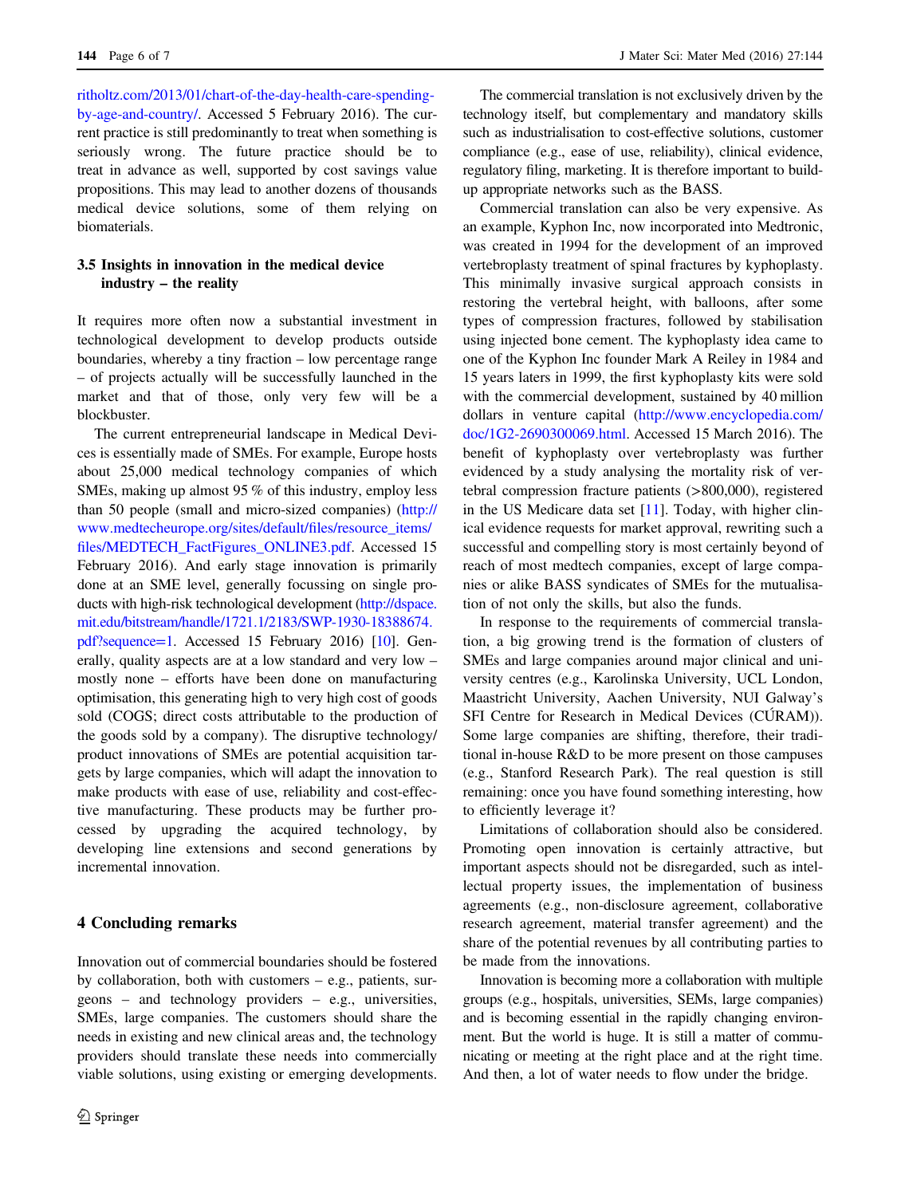ritholtz.com/2013/01/chart-of-the-day-health-care-spending-by-age-and-country/. Accessed 5 February 2016). The current practice is still predominantly to treat when something is seriously wrong. The future practice should be to treat in advance as well, supported by cost savings value propositions. This may lead to another dozens of thousands medical device solutions, some of them relying on biomaterials.

### 3.5 Insights in innovation in the medical device industry – the reality

It requires more often now a substantial investment in technological development to develop products outside boundaries, whereby a tiny fraction – low percentage range – of projects actually will be successfully launched in the market and that of those, only very few will be a blockbuster.

The current entrepreneurial landscape in Medical Devices is essentially made of SMEs. For example, Europe hosts about 25,000 medical technology companies of which SMEs, making up almost 95 % of this industry, employ less than 50 people (small and micro-sized companies) (http://www.medtecheurope.org/sites/default/files/resource_items/files/MEDTECH_FactFigures_ONLINE3.pdf. Accessed 15 February 2016). And early stage innovation is primarily done at an SME level, generally focussing on single products with high-risk technological development (http://dspace.mit.edu/bitstream/handle/1721.1/2183/SWP-1930-18388674.pdf?sequence=1. Accessed 15 February 2016) [10]. Generally, quality aspects are at a low standard and very low – mostly none – efforts have been done on manufacturing optimisation, this generating high to very high cost of goods sold (COGS; direct costs attributable to the production of the goods sold by a company). The disruptive technology/product innovations of SMEs are potential acquisition targets by large companies, which will adapt the innovation to make products with ease of use, reliability and cost-effective manufacturing. These products may be further processed by upgrading the acquired technology, by developing line extensions and second generations by incremental innovation.

## 4 Concluding remarks

Innovation out of commercial boundaries should be fostered by collaboration, both with customers – e.g., patients, surgeons – and technology providers – e.g., universities, SMEs, large companies. The customers should share the needs in existing and new clinical areas and, the technology providers should translate these needs into commercially viable solutions, using existing or emerging developments.

The commercial translation is not exclusively driven by the technology itself, but complementary and mandatory skills such as industrialisation to cost-effective solutions, customer compliance (e.g., ease of use, reliability), clinical evidence, regulatory filing, marketing. It is therefore important to build-up appropriate networks such as the BASS.

Commercial translation can also be very expensive. As an example, Kyphon Inc, now incorporated into Medtronic, was created in 1994 for the development of an improved vertebroplasty treatment of spinal fractures by kyphoplasty. This minimally invasive surgical approach consists in restoring the vertebral height, with balloons, after some types of compression fractures, followed by stabilisation using injected bone cement. The kyphoplasty idea came to one of the Kyphon Inc founder Mark A Reiley in 1984 and 15 years laters in 1999, the first kyphoplasty kits were sold with the commercial development, sustained by 40 million dollars in venture capital (http://www.encyclopedia.com/doc/1G2-2690300069.html. Accessed 15 March 2016). The benefit of kyphoplasty over vertebroplasty was further evidenced by a study analysing the mortality risk of vertebral compression fracture patients (>800,000), registered in the US Medicare data set [11]. Today, with higher clinical evidence requests for market approval, rewriting such a successful and compelling story is most certainly beyond of reach of most medtech companies, except of large companies or alike BASS syndicates of SMEs for the mutualisation of not only the skills, but also the funds.

In response to the requirements of commercial translation, a big growing trend is the formation of clusters of SMEs and large companies around major clinical and university centres (e.g., Karolinska University, UCL London, Maastricht University, Aachen University, NUI Galway's SFI Centre for Research in Medical Devices (CÚRAM)). Some large companies are shifting, therefore, their traditional in-house R&D to be more present on those campuses (e.g., Stanford Research Park). The real question is still remaining: once you have found something interesting, how to efficiently leverage it?

Limitations of collaboration should also be considered. Promoting open innovation is certainly attractive, but important aspects should not be disregarded, such as intellectual property issues, the implementation of business agreements (e.g., non-disclosure agreement, collaborative research agreement, material transfer agreement) and the share of the potential revenues by all contributing parties to be made from the innovations.

Innovation is becoming more a collaboration with multiple groups (e.g., hospitals, universities, SEMs, large companies) and is becoming essential in the rapidly changing environment. But the world is huge. It is still a matter of communicating or meeting at the right place and at the right time. And then, a lot of water needs to flow under the bridge.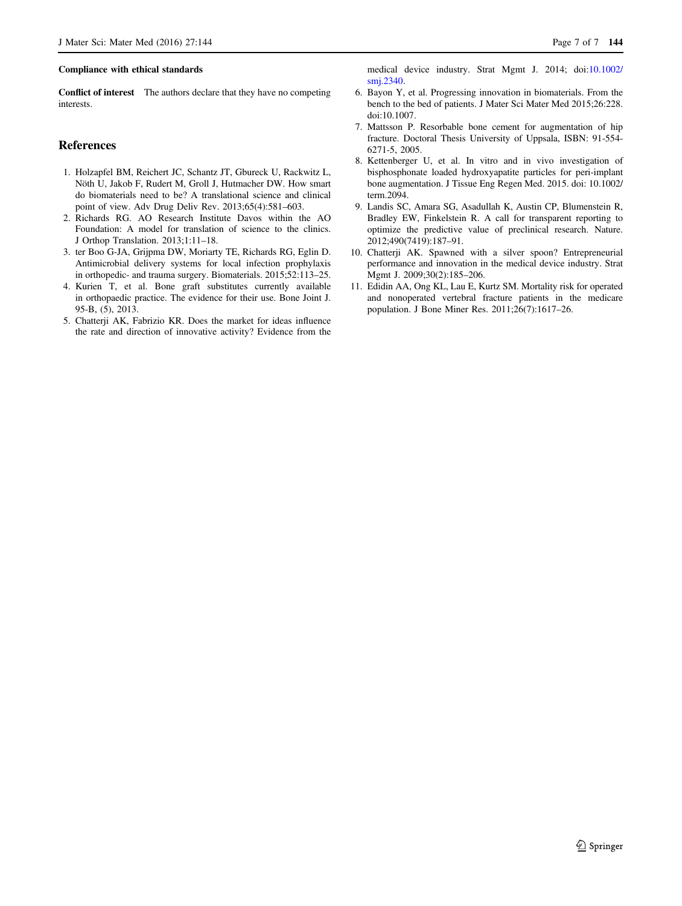**Compliance with ethical standards**

**Conflict of interest** The authors declare that they have no competing interests.

## References

1. Holzapfel BM, Reichert JC, Schantz JT, Gbureck U, Rackwitz L, Nöth U, Jakob F, Rudert M, Groll J, Hutmacher DW. How smart do biomaterials need to be? A translational science and clinical point of view. Adv Drug Deliv Rev. 2013;65(4):581–603.
2. Richards RG. AO Research Institute Davos within the AO Foundation: A model for translation of science to the clinics. J Orthop Translation. 2013;1:11–18.
3. ter Boo G-JA, Grijpma DW, Moriarty TE, Richards RG, Eglin D. Antimicrobial delivery systems for local infection prophylaxis in orthopedic- and trauma surgery. Biomaterials. 2015;52:113–25.
4. Kurien T, et al. Bone graft substitutes currently available in orthopaedic practice. The evidence for their use. Bone Joint J. 95-B, (5), 2013.
5. Chatterji AK, Fabrizio KR. Does the market for ideas influence the rate and direction of innovative activity? Evidence from the medical device industry. Strat Mgmt J. 2014; doi:10.1002/smj.2340.
6. Bayon Y, et al. Progressing innovation in biomaterials. From the bench to the bed of patients. J Mater Sci Mater Med 2015;26:228. doi:10.1007.
7. Mattsson P. Resorbable bone cement for augmentation of hip fracture. Doctoral Thesis University of Uppsala, ISBN: 91-554-6271-5, 2005.
8. Kettenberger U, et al. In vitro and in vivo investigation of bisphosphonate loaded hydroxyapatite particles for peri-implant bone augmentation. J Tissue Eng Regen Med. 2015. doi: 10.1002/term.2094.
9. Landis SC, Amara SG, Asadullah K, Austin CP, Blumenstein R, Bradley EW, Finkelstein R. A call for transparent reporting to optimize the predictive value of preclinical research. Nature. 2012;490(7419):187–91.
10. Chatterji AK. Spawned with a silver spoon? Entrepreneurial performance and innovation in the medical device industry. Strat Mgmt J. 2009;30(2):185–206.
11. Edidin AA, Ong KL, Lau E, Kurtz SM. Mortality risk for operated and nonoperated vertebral fracture patients in the medicare population. J Bone Miner Res. 2011;26(7):1617–26.